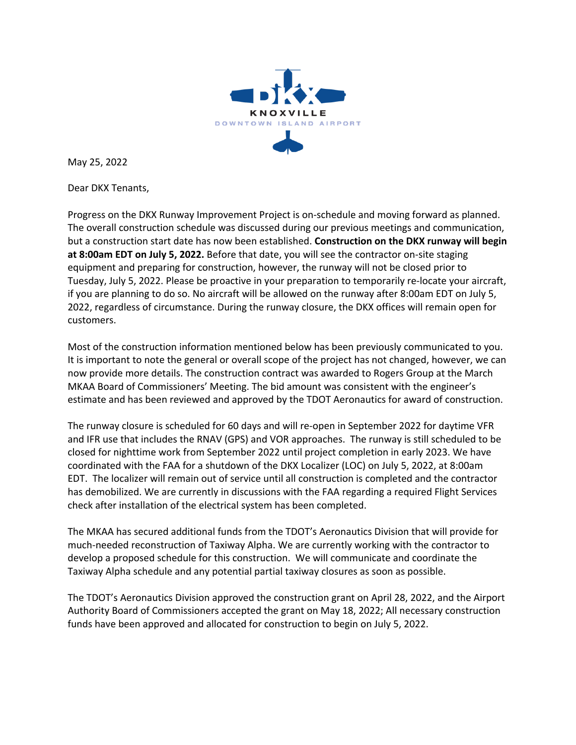May 25, 2022

Dear DKX Tenants,

Progress on the DKX Runway Improvement Project is on-schedule and moving forward as planned. The overall construction schedule was discussed during our previous meetings and communication, but a construction start date has now been established. **Construction on the DKX runway will begin at 8:00am EDT on July 5, 2022.** Before that date, you will see the contractor on-site staging equipment and preparing for construction, however, the runway will not be closed prior to Tuesday, July 5, 2022. Please be proactive in your preparation to temporarily re-locate your aircraft, if you are planning to do so. No aircraft will be allowed on the runway after 8:00am EDT on July 5, 2022, regardless of circumstance. During the runway closure, the DKX offices will remain open for customers.

Most of the construction information mentioned below has been previously communicated to you. It is important to note the general or overall scope of the project has not changed, however, we can now provide more details. The construction contract was awarded to Rogers Group at the March MKAA Board of Commissioners' Meeting. The bid amount was consistent with the engineer's estimate and has been reviewed and approved by the TDOT Aeronautics for award of construction.

The runway closure is scheduled for 60 days and will re-open in September 2022 for daytime VFR and IFR use that includes the RNAV (GPS) and VOR approaches. The runway is still scheduled to be closed for nighttime work from September 2022 until project completion in early 2023. We have coordinated with the FAA for a shutdown of the DKX Localizer (LOC) on July 5, 2022, at 8:00am EDT. The localizer will remain out of service until all construction is completed and the contractor has demobilized. We are currently in discussions with the FAA regarding a required Flight Services check after installation of the electrical system has been completed.

The MKAA has secured additional funds from the TDOT's Aeronautics Division that will provide for much-needed reconstruction of Taxiway Alpha. We are currently working with the contractor to develop a proposed schedule for this construction. We will communicate and coordinate the Taxiway Alpha schedule and any potential partial taxiway closures as soon as possible.

The TDOT's Aeronautics Division approved the construction grant on April 28, 2022, and the Airport Authority Board of Commissioners accepted the grant on May 18, 2022; All necessary construction funds have been approved and allocated for construction to begin on July 5, 2022.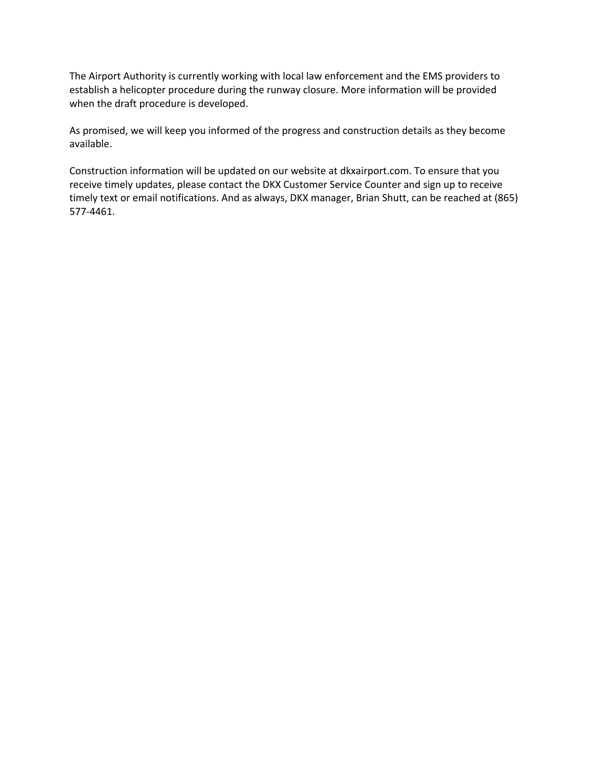The Airport Authority is currently working with local law enforcement and the EMS providers to establish a helicopter procedure during the runway closure. More information will be provided when the draft procedure is developed.

As promised, we will keep you informed of the progress and construction details as they become available.

Construction information will be updated on our website at dkxairport.com. To ensure that you receive timely updates, please contact the DKX Customer Service Counter and sign up to receive timely text or email notifications. And as always, DKX manager, Brian Shutt, can be reached at (865) 577-4461.